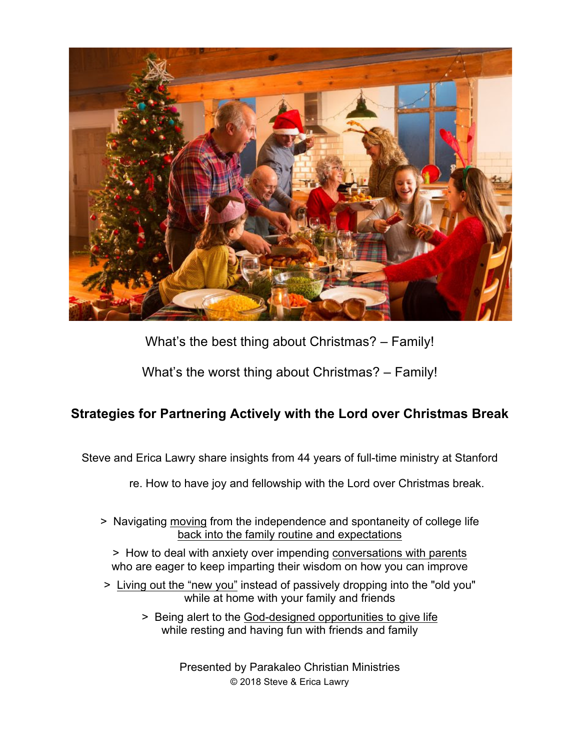What's the best thing about Christmas? – Family!

What's the worst thing about Christmas? – Family!

## Strategies for Partnering Actively with the Lord over Christmas Break

Steve and Erica Lawry share insights from 44 years of full-time ministry at Stanford re. How to have joy and fellowship with the Lord over Christmas break.

> Navigating <u>moving</u> from the independence and spontaneity of college life <u>back into the family routine and expectations</u>

> How to deal with anxiety over impending <u>conversations with parents</u> who are eager to keep imparting their wisdom on how you can improve

> <u>Living out the "new you"</u> instead of passively dropping into the "old you" while at home with your family and friends

> Being alert to the <u>God-designed opportunities to give life</u> while resting and having fun with friends and family

Presented by Parakaleo Christian Ministries

© 2018 Steve & Erica Lawry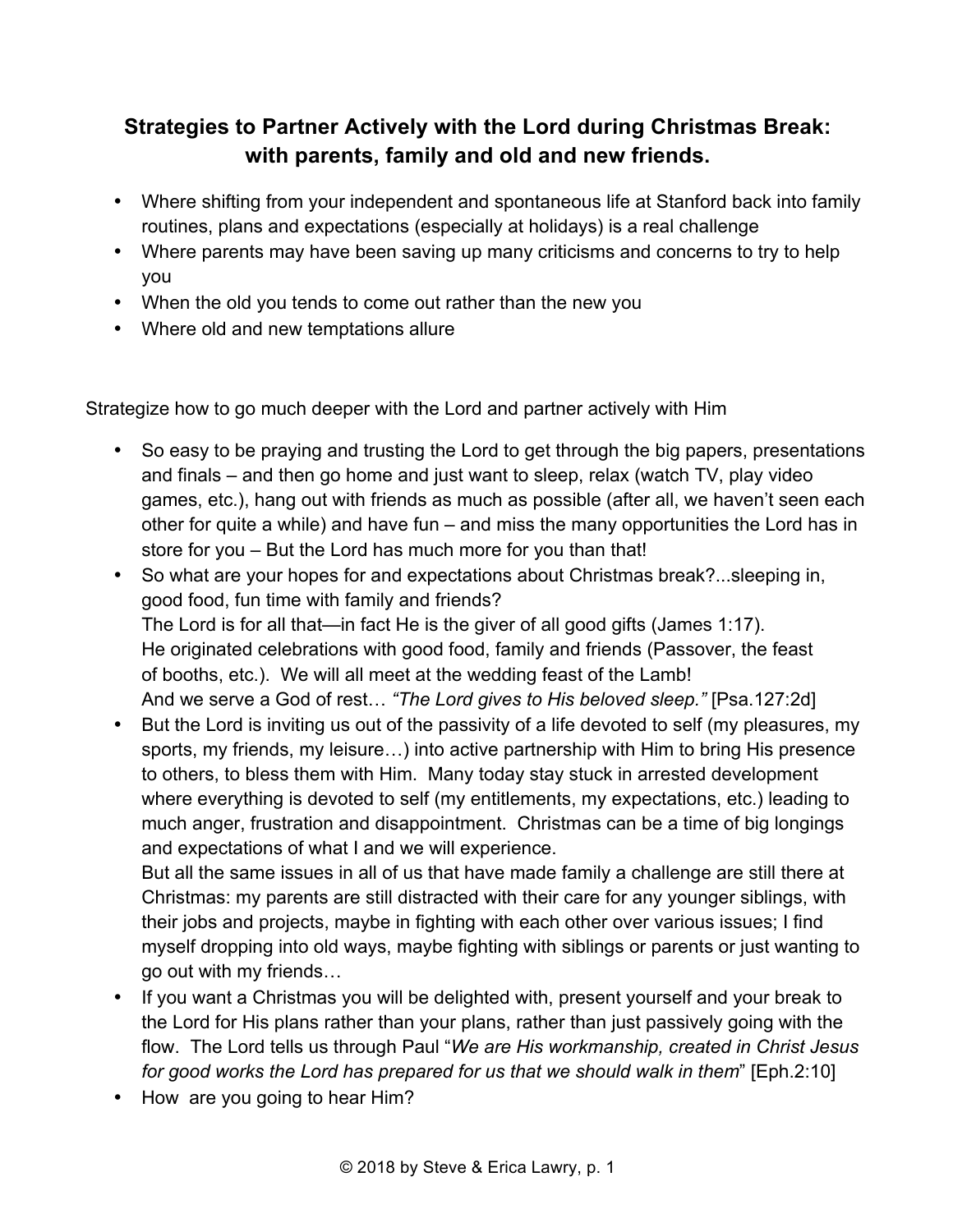## Strategies to Partner Actively with the Lord during Christmas Break: with parents, family and old and new friends.

- Where shifting from your independent and spontaneous life at Stanford back into family routines, plans and expectations (especially at holidays) is a real challenge
- Where parents may have been saving up many criticisms and concerns to try to help you
- When the old you tends to come out rather than the new you
- Where old and new temptations allure

Strategize how to go much deeper with the Lord and partner actively with Him

- So easy to be praying and trusting the Lord to get through the big papers, presentations and finals – and then go home and just want to sleep, relax (watch TV, play video games, etc.), hang out with friends as much as possible (after all, we haven't seen each other for quite a while) and have fun – and miss the many opportunities the Lord has in store for you – But the Lord has much more for you than that!
- So what are your hopes for and expectations about Christmas break?...sleeping in, good food, fun time with family and friends?
  The Lord is for all that—in fact He is the giver of all good gifts (James 1:17).
  He originated celebrations with good food, family and friends (Passover, the feast of booths, etc.). We will all meet at the wedding feast of the Lamb!
  And we serve a God of rest… *"The Lord gives to His beloved sleep."* [Psa.127:2d]
- But the Lord is inviting us out of the passivity of a life devoted to self (my pleasures, my sports, my friends, my leisure…) into active partnership with Him to bring His presence to others, to bless them with Him. Many today stay stuck in arrested development where everything is devoted to self (my entitlements, my expectations, etc.) leading to much anger, frustration and disappointment. Christmas can be a time of big longings and expectations of what I and we will experience.
  But all the same issues in all of us that have made family a challenge are still there at Christmas: my parents are still distracted with their care for any younger siblings, with their jobs and projects, maybe in fighting with each other over various issues; I find myself dropping into old ways, maybe fighting with siblings or parents or just wanting to go out with my friends…
- If you want a Christmas you will be delighted with, present yourself and your break to the Lord for His plans rather than your plans, rather than just passively going with the flow. The Lord tells us through Paul "*We are His workmanship, created in Christ Jesus for good works the Lord has prepared for us that we should walk in them*" [Eph.2:10]
- How are you going to hear Him?

© 2018 by Steve & Erica Lawry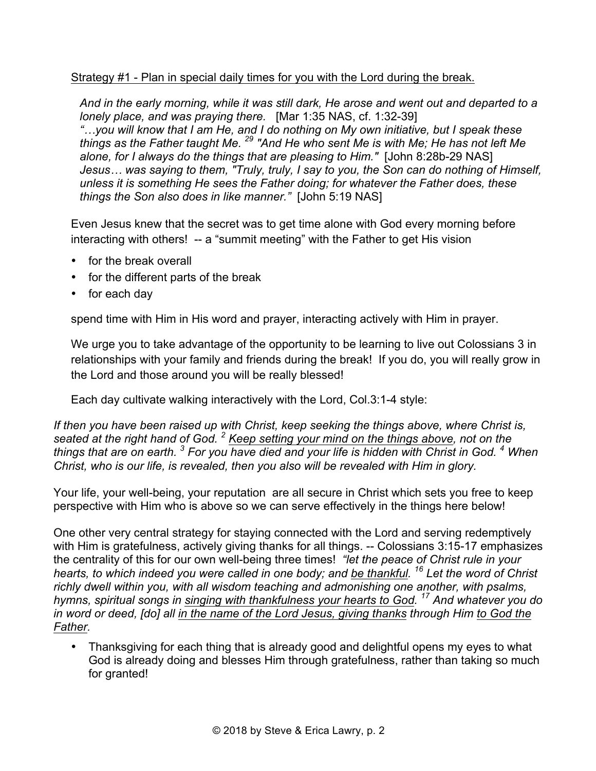Strategy #1 - Plan in special daily times for you with the Lord during the break.

> *And in the early morning, while it was still dark, He arose and went out and departed to a lonely place, and was praying there.* [Mar 1:35 NAS, cf. 1:32-39]
> *"…you will know that I am He, and I do nothing on My own initiative, but I speak these things as the Father taught Me. 29 "And He who sent Me is with Me; He has not left Me alone, for I always do the things that are pleasing to Him."* [John 8:28b-29 NAS]
> *Jesus… was saying to them, "Truly, truly, I say to you, the Son can do nothing of Himself, unless it is something He sees the Father doing; for whatever the Father does, these things the Son also does in like manner."* [John 5:19 NAS]

Even Jesus knew that the secret was to get time alone with God every morning before interacting with others! -- a "summit meeting" with the Father to get His vision

- for the break overall
- for the different parts of the break
- for each day

spend time with Him in His word and prayer, interacting actively with Him in prayer.

We urge you to take advantage of the opportunity to be learning to live out Colossians 3 in relationships with your family and friends during the break! If you do, you will really grow in the Lord and those around you will be really blessed!

Each day cultivate walking interactively with the Lord, Col.3:1-4 style:

*If then you have been raised up with Christ, keep seeking the things above, where Christ is, seated at the right hand of God. 2 Keep setting your mind on the things above, not on the things that are on earth. 3 For you have died and your life is hidden with Christ in God. 4 When Christ, who is our life, is revealed, then you also will be revealed with Him in glory.*

Your life, your well-being, your reputation are all secure in Christ which sets you free to keep perspective with Him who is above so we can serve effectively in the things here below!

One other very central strategy for staying connected with the Lord and serving redemptively with Him is gratefulness, actively giving thanks for all things. -- Colossians 3:15-17 emphasizes the centrality of this for our own well-being three times! *"let the peace of Christ rule in your hearts, to which indeed you were called in one body; and be thankful. 16 Let the word of Christ richly dwell within you, with all wisdom teaching and admonishing one another, with psalms, hymns, spiritual songs in singing with thankfulness your hearts to God. 17 And whatever you do in word or deed, [do] all in the name of the Lord Jesus, giving thanks through Him to God the Father.*

- Thanksgiving for each thing that is already good and delightful opens my eyes to what God is already doing and blesses Him through gratefulness, rather than taking so much for granted!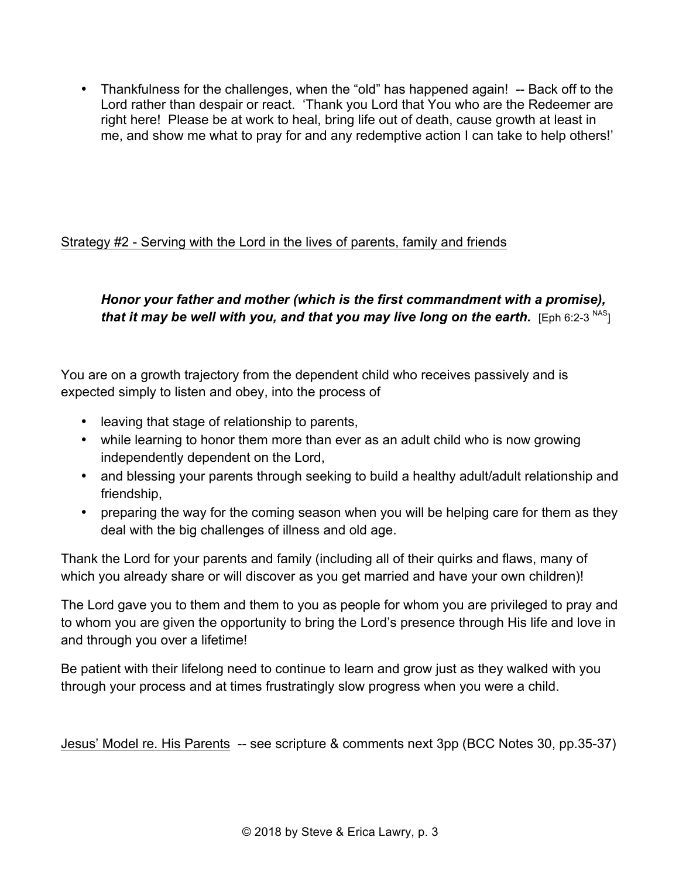- Thankfulness for the challenges, when the "old" has happened again! -- Back off to the Lord rather than despair or react. 'Thank you Lord that You who are the Redeemer are right here! Please be at work to heal, bring life out of death, cause growth at least in me, and show me what to pray for and any redemptive action I can take to help others!'

<u>Strategy #2 - Serving with the Lord in the lives of parents, family and friends</u>

> ***Honor your father and mother (which is the first commandment with a promise), that it may be well with you, and that you may live long on the earth.*** [Eph 6:2-3 [NAS]]

You are on a growth trajectory from the dependent child who receives passively and is expected simply to listen and obey, into the process of

- leaving that stage of relationship to parents,
- while learning to honor them more than ever as an adult child who is now growing independently dependent on the Lord,
- and blessing your parents through seeking to build a healthy adult/adult relationship and friendship,
- preparing the way for the coming season when you will be helping care for them as they deal with the big challenges of illness and old age.

Thank the Lord for your parents and family (including all of their quirks and flaws, many of which you already share or will discover as you get married and have your own children)!

The Lord gave you to them and them to you as people for whom you are privileged to pray and to whom you are given the opportunity to bring the Lord's presence through His life and love in and through you over a lifetime!

Be patient with their lifelong need to continue to learn and grow just as they walked with you through your process and at times frustratingly slow progress when you were a child.

<u>Jesus' Model re. His Parents</u> -- see scripture & comments next 3pp (BCC Notes 30, pp.35-37)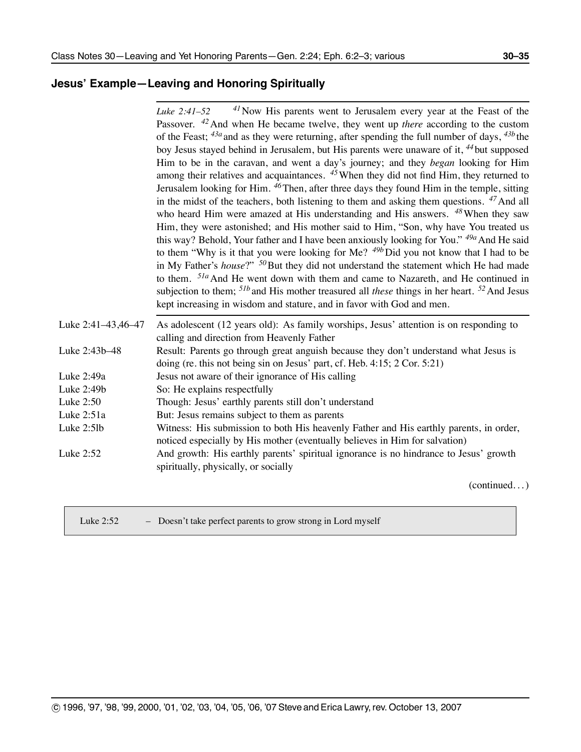## Jesus' Example—Leaving and Honoring Spiritually

*Luke 2:41–52* [41] Now His parents went to Jerusalem every year at the Feast of the Passover. [42] And when He became twelve, they went up *there* according to the custom of the Feast; [43a] and as they were returning, after spending the full number of days, [43b] the boy Jesus stayed behind in Jerusalem, but His parents were unaware of it, [44] but supposed Him to be in the caravan, and went a day's journey; and they *began* looking for Him among their relatives and acquaintances. [45] When they did not find Him, they returned to Jerusalem looking for Him. [46] Then, after three days they found Him in the temple, sitting in the midst of the teachers, both listening to them and asking them questions. [47] And all who heard Him were amazed at His understanding and His answers. [48] When they saw Him, they were astonished; and His mother said to Him, "Son, why have You treated us this way? Behold, Your father and I have been anxiously looking for You." [49a] And He said to them "Why is it that you were looking for Me? [49b] Did you not know that I had to be in My Father's *house*?" [50] But they did not understand the statement which He had made to them. [51a] And He went down with them and came to Nazareth, and He continued in subjection to them; [51b] and His mother treasured all *these* things in her heart. [52] And Jesus kept increasing in wisdom and stature, and in favor with God and men.

| | |
|---|---|
| Luke 2:41–43,46–47 | As adolescent (12 years old): As family worships, Jesus' attention is on responding to calling and direction from Heavenly Father |
| Luke 2:43b–48 | Result: Parents go through great anguish because they don't understand what Jesus is doing (re. this not being sin on Jesus' part, cf. Heb. 4:15; 2 Cor. 5:21) |
| Luke 2:49a | Jesus not aware of their ignorance of His calling |
| Luke 2:49b | So: He explains respectfully |
| Luke 2:50 | Though: Jesus' earthly parents still don't understand |
| Luke 2:51a | But: Jesus remains subject to them as parents |
| Luke 2:5lb | Witness: His submission to both His heavenly Father and His earthly parents, in order, noticed especially by His mother (eventually believes in Him for salvation) |
| Luke 2:52 | And growth: His earthly parents' spiritual ignorance is no hindrance to Jesus' growth spiritually, physically, or socially |

(continued…)

> Luke 2:52 – Doesn't take perfect parents to grow strong in Lord myself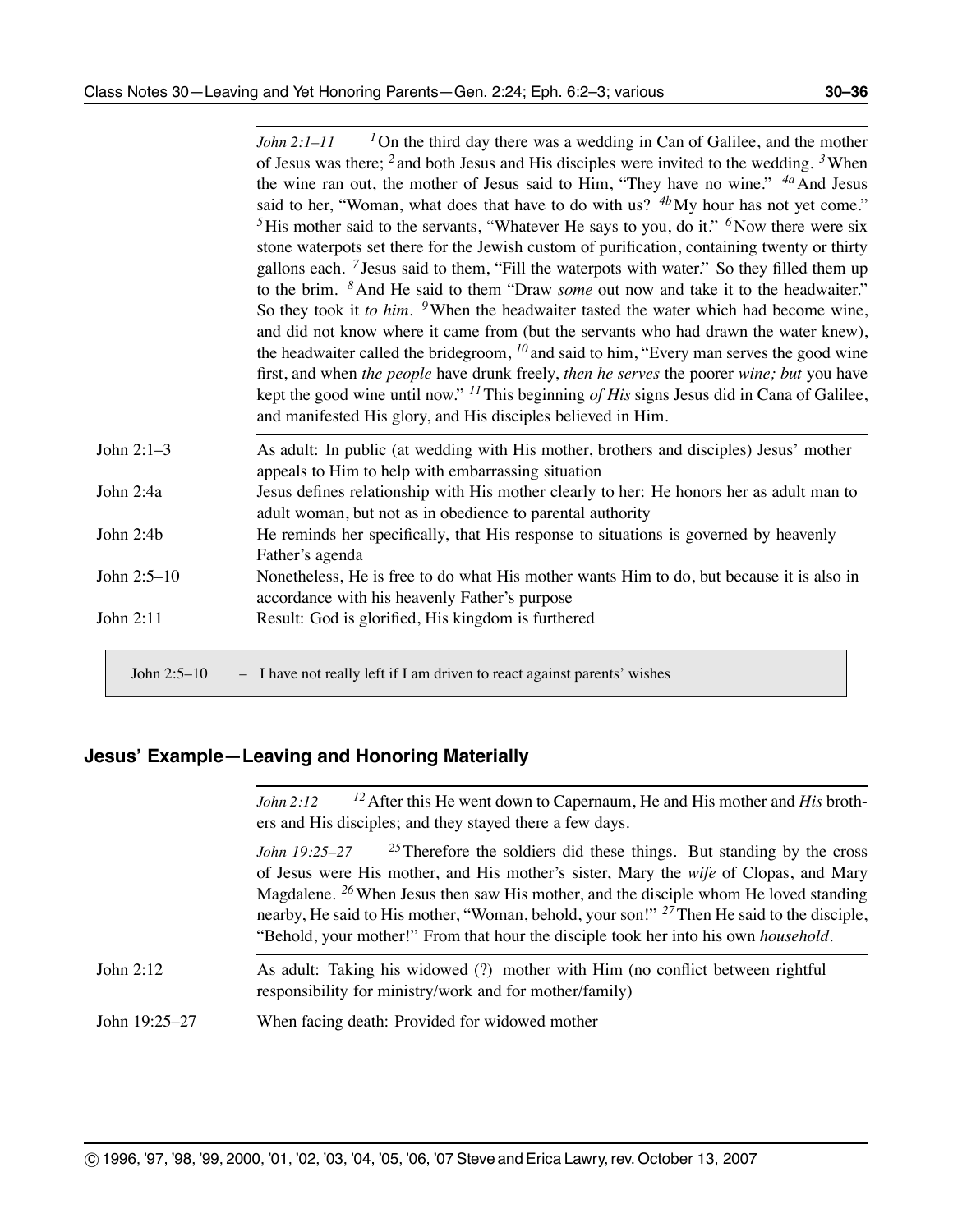*John 2:1–11* [1] On the third day there was a wedding in Can of Galilee, and the mother of Jesus was there; [2] and both Jesus and His disciples were invited to the wedding. [3] When the wine ran out, the mother of Jesus said to Him, "They have no wine." [4a] And Jesus said to her, "Woman, what does that have to do with us? [4b] My hour has not yet come." [5] His mother said to the servants, "Whatever He says to you, do it." [6] Now there were six stone waterpots set there for the Jewish custom of purification, containing twenty or thirty gallons each. [7] Jesus said to them, "Fill the waterpots with water." So they filled them up to the brim. [8] And He said to them "Draw *some* out now and take it to the headwaiter." So they took it *to him*. [9] When the headwaiter tasted the water which had become wine, and did not know where it came from (but the servants who had drawn the water knew), the headwaiter called the bridegroom, [10] and said to him, "Every man serves the good wine first, and when *the people* have drunk freely, *then he serves* the poorer *wine; but* you have kept the good wine until now." [11] This beginning *of His* signs Jesus did in Cana of Galilee, and manifested His glory, and His disciples believed in Him.

| | |
|---|---|
| John 2:1–3 | As adult: In public (at wedding with His mother, brothers and disciples) Jesus' mother appeals to Him to help with embarrassing situation |
| John 2:4a | Jesus defines relationship with His mother clearly to her: He honors her as adult man to adult woman, but not as in obedience to parental authority |
| John 2:4b | He reminds her specifically, that His response to situations is governed by heavenly Father's agenda |
| John 2:5–10 | Nonetheless, He is free to do what His mother wants Him to do, but because it is also in accordance with his heavenly Father's purpose |
| John 2:11 | Result: God is glorified, His kingdom is furthered |

> John 2:5–10 – I have not really left if I am driven to react against parents' wishes

## Jesus' Example—Leaving and Honoring Materially

*John 2:12* [12] After this He went down to Capernaum, He and His mother and *His* brothers and His disciples; and they stayed there a few days.

*John 19:25–27* [25] Therefore the soldiers did these things. But standing by the cross of Jesus were His mother, and His mother's sister, Mary the *wife* of Clopas, and Mary Magdalene. [26] When Jesus then saw His mother, and the disciple whom He loved standing nearby, He said to His mother, "Woman, behold, your son!" [27] Then He said to the disciple, "Behold, your mother!" From that hour the disciple took her into his own *household*.

| | |
|---|---|
| John 2:12 | As adult: Taking his widowed (?) mother with Him (no conflict between rightful responsibility for ministry/work and for mother/family) |
| John 19:25–27 | When facing death: Provided for widowed mother |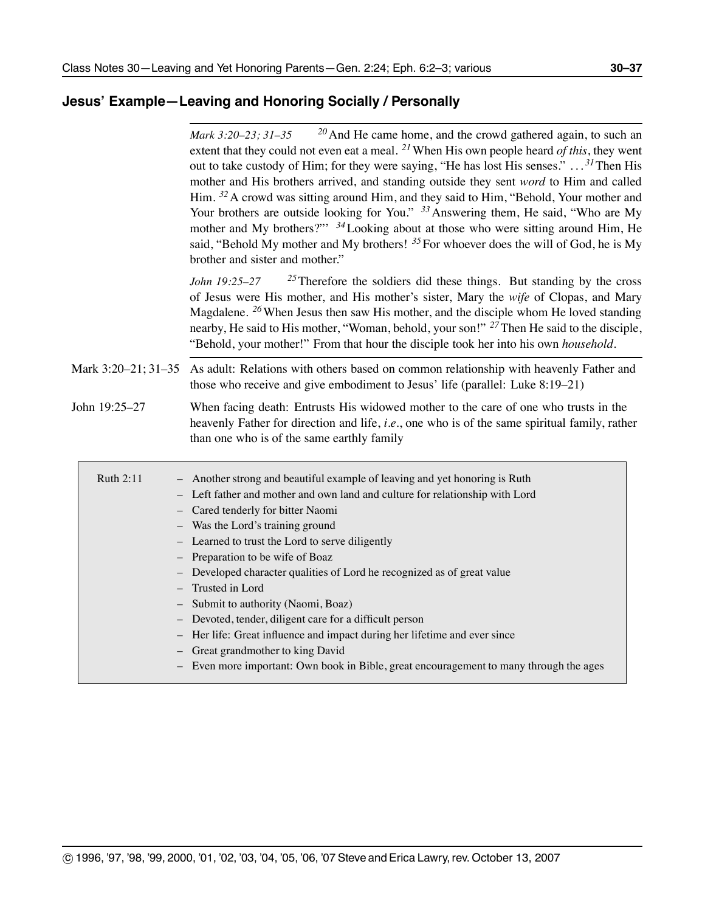## Jesus' Example—Leaving and Honoring Socially / Personally

*Mark 3:20–23; 31–35* [20] And He came home, and the crowd gathered again, to such an extent that they could not even eat a meal. [21] When His own people heard *of this*, they went out to take custody of Him; for they were saying, "He has lost His senses." … [31] Then His mother and His brothers arrived, and standing outside they sent *word* to Him and called Him. [32] A crowd was sitting around Him, and they said to Him, "Behold, Your mother and Your brothers are outside looking for You." [33] Answering them, He said, "Who are My mother and My brothers?"' [34] Looking about at those who were sitting around Him, He said, "Behold My mother and My brothers! [35] For whoever does the will of God, he is My brother and sister and mother."

*John 19:25–27* [25] Therefore the soldiers did these things. But standing by the cross of Jesus were His mother, and His mother's sister, Mary the *wife* of Clopas, and Mary Magdalene. [26] When Jesus then saw His mother, and the disciple whom He loved standing nearby, He said to His mother, "Woman, behold, your son!" [27] Then He said to the disciple, "Behold, your mother!" From that hour the disciple took her into his own *household*.

| | |
|---|---|
| Mark 3:20–21; 31–35 | As adult: Relations with others based on common relationship with heavenly Father and those who receive and give embodiment to Jesus' life (parallel: Luke 8:19–21) |
| John 19:25–27 | When facing death: Entrusts His widowed mother to the care of one who trusts in the heavenly Father for direction and life, *i.e.*, one who is of the same spiritual family, rather than one who is of the same earthly family |

Ruth 2:11

- Another strong and beautiful example of leaving and yet honoring is Ruth
- Left father and mother and own land and culture for relationship with Lord
- Cared tenderly for bitter Naomi
- Was the Lord's training ground
- Learned to trust the Lord to serve diligently
- Preparation to be wife of Boaz
- Developed character qualities of Lord he recognized as of great value
- Trusted in Lord
- Submit to authority (Naomi, Boaz)
- Devoted, tender, diligent care for a difficult person
- Her life: Great influence and impact during her lifetime and ever since
- Great grandmother to king David
- Even more important: Own book in Bible, great encouragement to many through the ages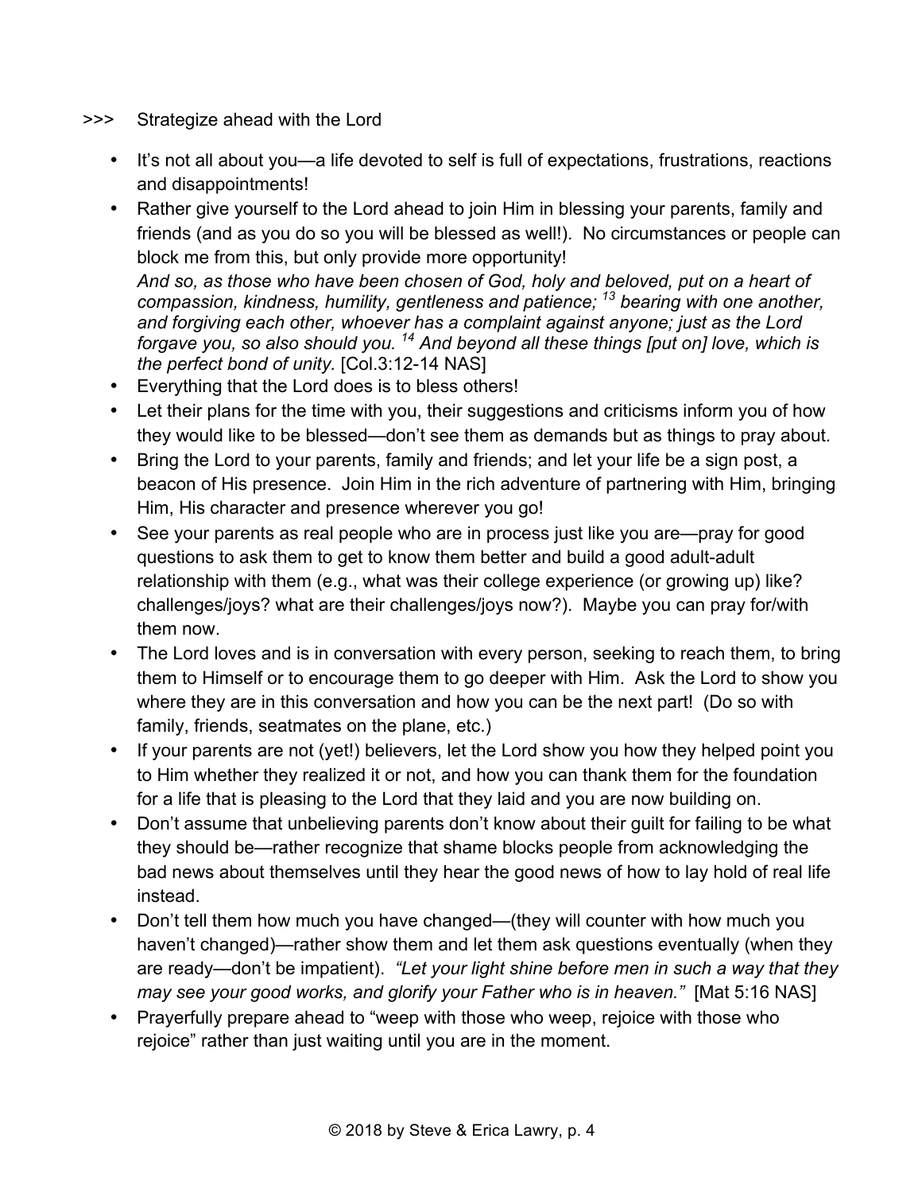>>> Strategize ahead with the Lord

- It's not all about you—a life devoted to self is full of expectations, frustrations, reactions and disappointments!
- Rather give yourself to the Lord ahead to join Him in blessing your parents, family and friends (and as you do so you will be blessed as well!). No circumstances or people can block me from this, but only provide more opportunity!
  *And so, as those who have been chosen of God, holy and beloved, put on a heart of compassion, kindness, humility, gentleness and patience; [13] bearing with one another, and forgiving each other, whoever has a complaint against anyone; just as the Lord forgave you, so also should you. [14] And beyond all these things [put on] love, which is the perfect bond of unity.* [Col.3:12-14 NAS]
- Everything that the Lord does is to bless others!
- Let their plans for the time with you, their suggestions and criticisms inform you of how they would like to be blessed—don't see them as demands but as things to pray about.
- Bring the Lord to your parents, family and friends; and let your life be a sign post, a beacon of His presence. Join Him in the rich adventure of partnering with Him, bringing Him, His character and presence wherever you go!
- See your parents as real people who are in process just like you are—pray for good questions to ask them to get to know them better and build a good adult-adult relationship with them (e.g., what was their college experience (or growing up) like? challenges/joys? what are their challenges/joys now?). Maybe you can pray for/with them now.
- The Lord loves and is in conversation with every person, seeking to reach them, to bring them to Himself or to encourage them to go deeper with Him. Ask the Lord to show you where they are in this conversation and how you can be the next part! (Do so with family, friends, seatmates on the plane, etc.)
- If your parents are not (yet!) believers, let the Lord show you how they helped point you to Him whether they realized it or not, and how you can thank them for the foundation for a life that is pleasing to the Lord that they laid and you are now building on.
- Don't assume that unbelieving parents don't know about their guilt for failing to be what they should be—rather recognize that shame blocks people from acknowledging the bad news about themselves until they hear the good news of how to lay hold of real life instead.
- Don't tell them how much you have changed—(they will counter with how much you haven't changed)—rather show them and let them ask questions eventually (when they are ready—don't be impatient). *"Let your light shine before men in such a way that they may see your good works, and glorify your Father who is in heaven."* [Mat 5:16 NAS]
- Prayerfully prepare ahead to "weep with those who weep, rejoice with those who rejoice" rather than just waiting until you are in the moment.

© 2018 by Steve & Erica Lawry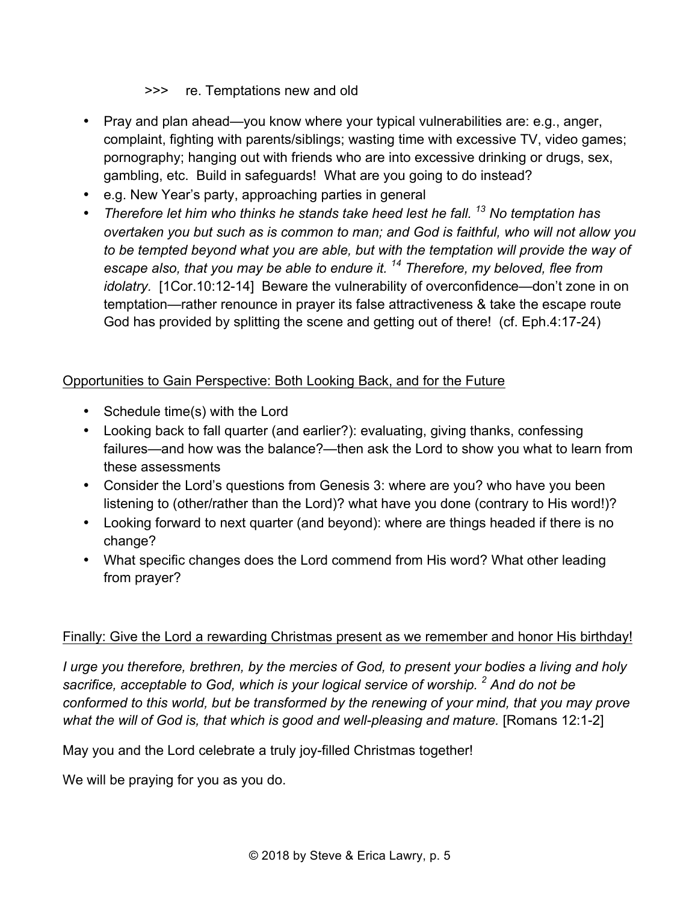>>> re. Temptations new and old

- Pray and plan ahead—you know where your typical vulnerabilities are: e.g., anger, complaint, fighting with parents/siblings; wasting time with excessive TV, video games; pornography; hanging out with friends who are into excessive drinking or drugs, sex, gambling, etc. Build in safeguards! What are you going to do instead?
- e.g. New Year's party, approaching parties in general
- *Therefore let him who thinks he stands take heed lest he fall. [13] No temptation has overtaken you but such as is common to man; and God is faithful, who will not allow you to be tempted beyond what you are able, but with the temptation will provide the way of escape also, that you may be able to endure it. [14] Therefore, my beloved, flee from idolatry.* [1Cor.10:12-14] Beware the vulnerability of overconfidence—don't zone in on temptation—rather renounce in prayer its false attractiveness & take the escape route God has provided by splitting the scene and getting out of there! (cf. Eph.4:17-24)

<u>Opportunities to Gain Perspective: Both Looking Back, and for the Future</u>

- Schedule time(s) with the Lord
- Looking back to fall quarter (and earlier?): evaluating, giving thanks, confessing failures—and how was the balance?—then ask the Lord to show you what to learn from these assessments
- Consider the Lord's questions from Genesis 3: where are you? who have you been listening to (other/rather than the Lord)? what have you done (contrary to His word!)?
- Looking forward to next quarter (and beyond): where are things headed if there is no change?
- What specific changes does the Lord commend from His word? What other leading from prayer?

<u>Finally: Give the Lord a rewarding Christmas present as we remember and honor His birthday!</u>

*I urge you therefore, brethren, by the mercies of God, to present your bodies a living and holy sacrifice, acceptable to God, which is your logical service of worship. [2] And do not be conformed to this world, but be transformed by the renewing of your mind, that you may prove what the will of God is, that which is good and well-pleasing and mature.* [Romans 12:1-2]

May you and the Lord celebrate a truly joy-filled Christmas together!

We will be praying for you as you do.

© 2018 by Steve & Erica Lawry